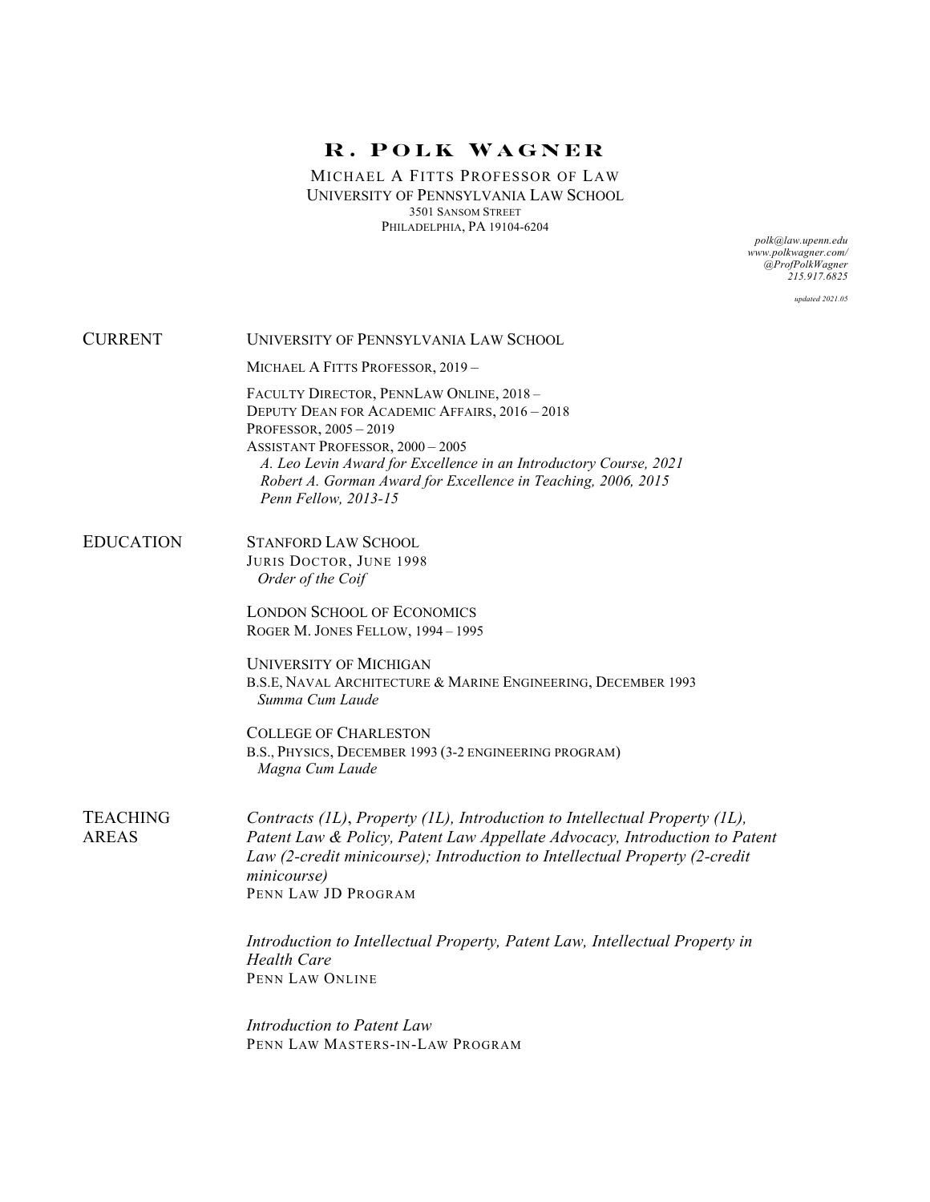# R. Polk Wagner

Michael A Fitts Professor of Law
University of Pennsylvania Law School
3501 Sansom Street
Philadelphia, PA 19104-6204

*polk@law.upenn.edu*
*www.polkwagner.com/*
*@ProfPolkWagner*
*215.917.6825*

*updated 2021.05*

## Current

University of Pennsylvania Law School

Michael A Fitts Professor, 2019 –

Faculty Director, PennLaw Online, 2018 –
Deputy Dean for Academic Affairs, 2016 – 2018
Professor, 2005 – 2019
Assistant Professor, 2000 – 2005
*A. Leo Levin Award for Excellence in an Introductory Course, 2021*
*Robert A. Gorman Award for Excellence in Teaching, 2006, 2015*
*Penn Fellow, 2013-15*

## Education

Stanford Law School
Juris Doctor, June 1998
*Order of the Coif*

London School of Economics
Roger M. Jones Fellow, 1994 – 1995

University of Michigan
B.S.E, Naval Architecture & Marine Engineering, December 1993
*Summa Cum Laude*

College of Charleston
B.S., Physics, December 1993 (3-2 engineering program)
*Magna Cum Laude*

## Teaching Areas

*Contracts (1L), Property (1L), Introduction to Intellectual Property (1L), Patent Law & Policy, Patent Law Appellate Advocacy, Introduction to Patent Law (2-credit minicourse); Introduction to Intellectual Property (2-credit minicourse)*
Penn Law JD Program

*Introduction to Intellectual Property, Patent Law, Intellectual Property in Health Care*
Penn Law Online

*Introduction to Patent Law*
Penn Law Masters-in-Law Program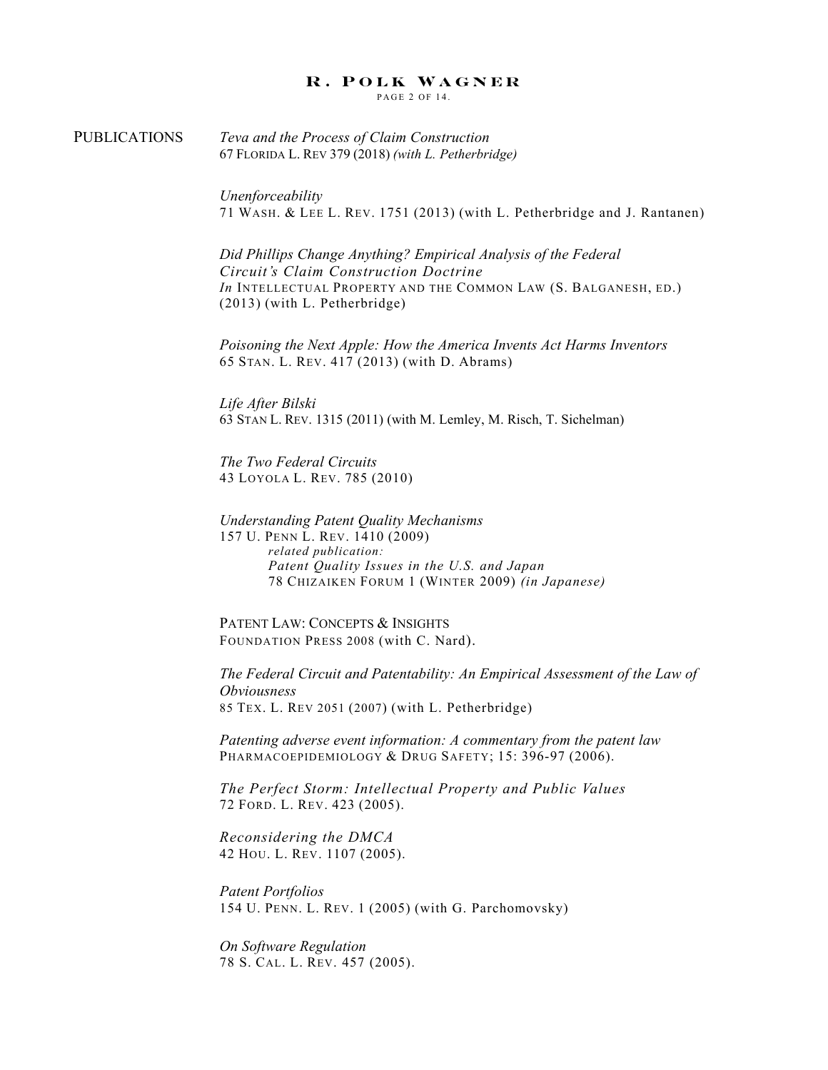## PUBLICATIONS

*Teva and the Process of Claim Construction*
67 FLORIDA L. REV 379 (2018) *(with L. Petherbridge)*

*Unenforceability*
71 WASH. & LEE L. REV. 1751 (2013) (with L. Petherbridge and J. Rantanen)

*Did Phillips Change Anything? Empirical Analysis of the Federal Circuit's Claim Construction Doctrine*
*In* INTELLECTUAL PROPERTY AND THE COMMON LAW (S. BALGANESH, ED.) (2013) (with L. Petherbridge)

*Poisoning the Next Apple: How the America Invents Act Harms Inventors*
65 STAN. L. REV. 417 (2013) (with D. Abrams)

*Life After Bilski*
63 STAN L. REV. 1315 (2011) (with M. Lemley, M. Risch, T. Sichelman)

*The Two Federal Circuits*
43 LOYOLA L. REV. 785 (2010)

*Understanding Patent Quality Mechanisms*
157 U. PENN L. REV. 1410 (2009)

> *related publication:*
> *Patent Quality Issues in the U.S. and Japan*
> 78 CHIZAIKEN FORUM 1 (WINTER 2009) *(in Japanese)*

PATENT LAW: CONCEPTS & INSIGHTS
FOUNDATION PRESS 2008 (with C. Nard).

*The Federal Circuit and Patentability: An Empirical Assessment of the Law of Obviousness*
85 TEX. L. REV 2051 (2007) (with L. Petherbridge)

*Patenting adverse event information: A commentary from the patent law*
PHARMACOEPIDEMIOLOGY & DRUG SAFETY; 15: 396-97 (2006).

*The Perfect Storm: Intellectual Property and Public Values*
72 FORD. L. REV. 423 (2005).

*Reconsidering the DMCA*
42 HOU. L. REV. 1107 (2005).

*Patent Portfolios*
154 U. PENN. L. REV. 1 (2005) (with G. Parchomovsky)

*On Software Regulation*
78 S. CAL. L. REV. 457 (2005).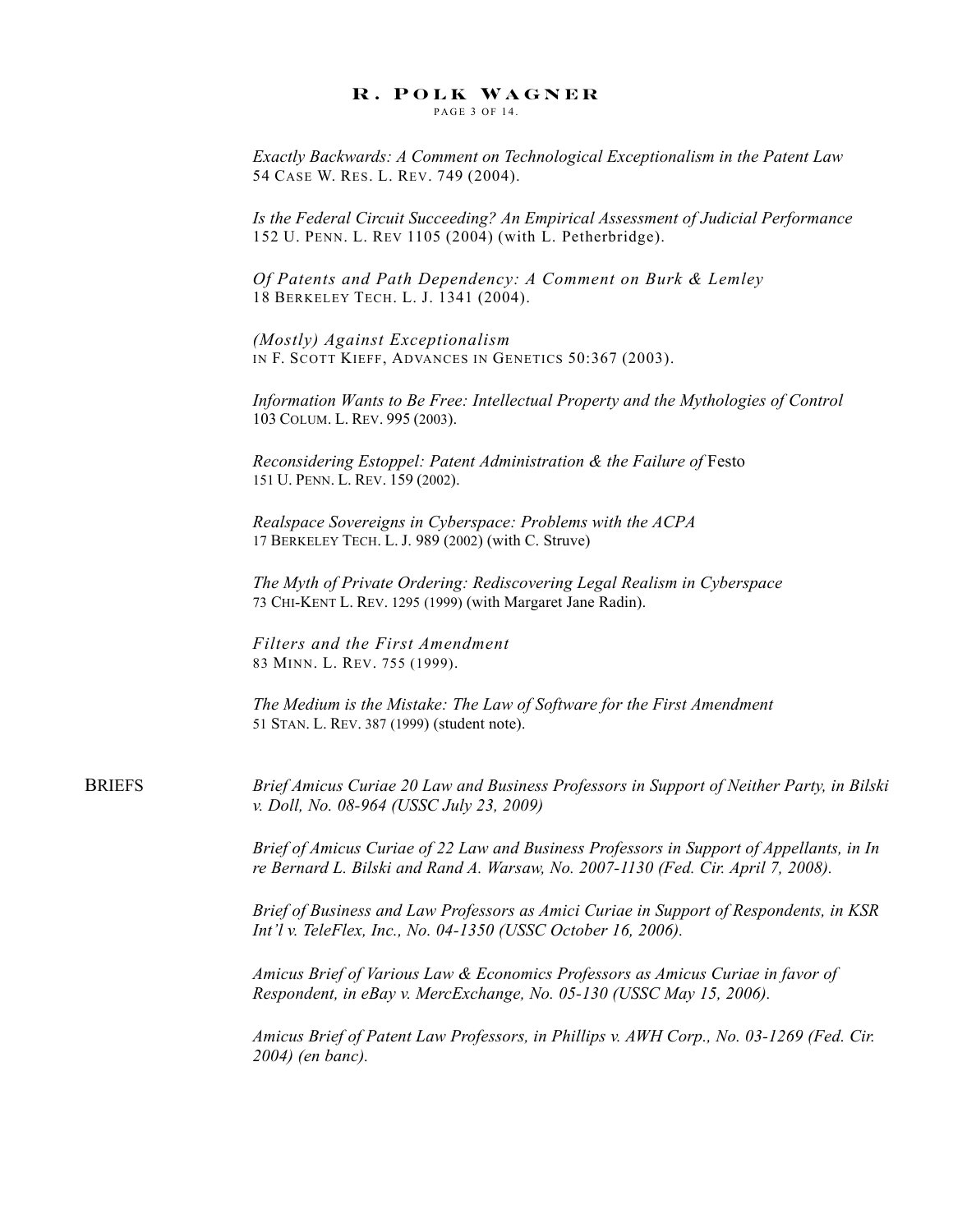*Exactly Backwards: A Comment on Technological Exceptionalism in the Patent Law*
54 CASE W. RES. L. REV. 749 (2004).

*Is the Federal Circuit Succeeding? An Empirical Assessment of Judicial Performance*
152 U. PENN. L. REV 1105 (2004) (with L. Petherbridge).

*Of Patents and Path Dependency: A Comment on Burk & Lemley*
18 BERKELEY TECH. L. J. 1341 (2004).

*(Mostly) Against Exceptionalism*
IN F. SCOTT KIEFF, ADVANCES IN GENETICS 50:367 (2003).

*Information Wants to Be Free: Intellectual Property and the Mythologies of Control*
103 COLUM. L. REV. 995 (2003).

*Reconsidering Estoppel: Patent Administration & the Failure of* Festo
151 U. PENN. L. REV. 159 (2002).

*Realspace Sovereigns in Cyberspace: Problems with the ACPA*
17 BERKELEY TECH. L. J. 989 (2002) (with C. Struve)

*The Myth of Private Ordering: Rediscovering Legal Realism in Cyberspace*
73 CHI-KENT L. REV. 1295 (1999) (with Margaret Jane Radin).

*Filters and the First Amendment*
83 MINN. L. REV. 755 (1999).

*The Medium is the Mistake: The Law of Software for the First Amendment*
51 STAN. L. REV. 387 (1999) (student note).

## BRIEFS

*Brief Amicus Curiae 20 Law and Business Professors in Support of Neither Party, in Bilski v. Doll, No. 08-964 (USSC July 23, 2009)*

*Brief of Amicus Curiae of 22 Law and Business Professors in Support of Appellants, in In re Bernard L. Bilski and Rand A. Warsaw, No. 2007-1130 (Fed. Cir. April 7, 2008).*

*Brief of Business and Law Professors as Amici Curiae in Support of Respondents, in KSR Int'l v. TeleFlex, Inc., No. 04-1350 (USSC October 16, 2006).*

*Amicus Brief of Various Law & Economics Professors as Amicus Curiae in favor of Respondent, in eBay v. MercExchange, No. 05-130 (USSC May 15, 2006).*

*Amicus Brief of Patent Law Professors, in Phillips v. AWH Corp., No. 03-1269 (Fed. Cir. 2004) (en banc).*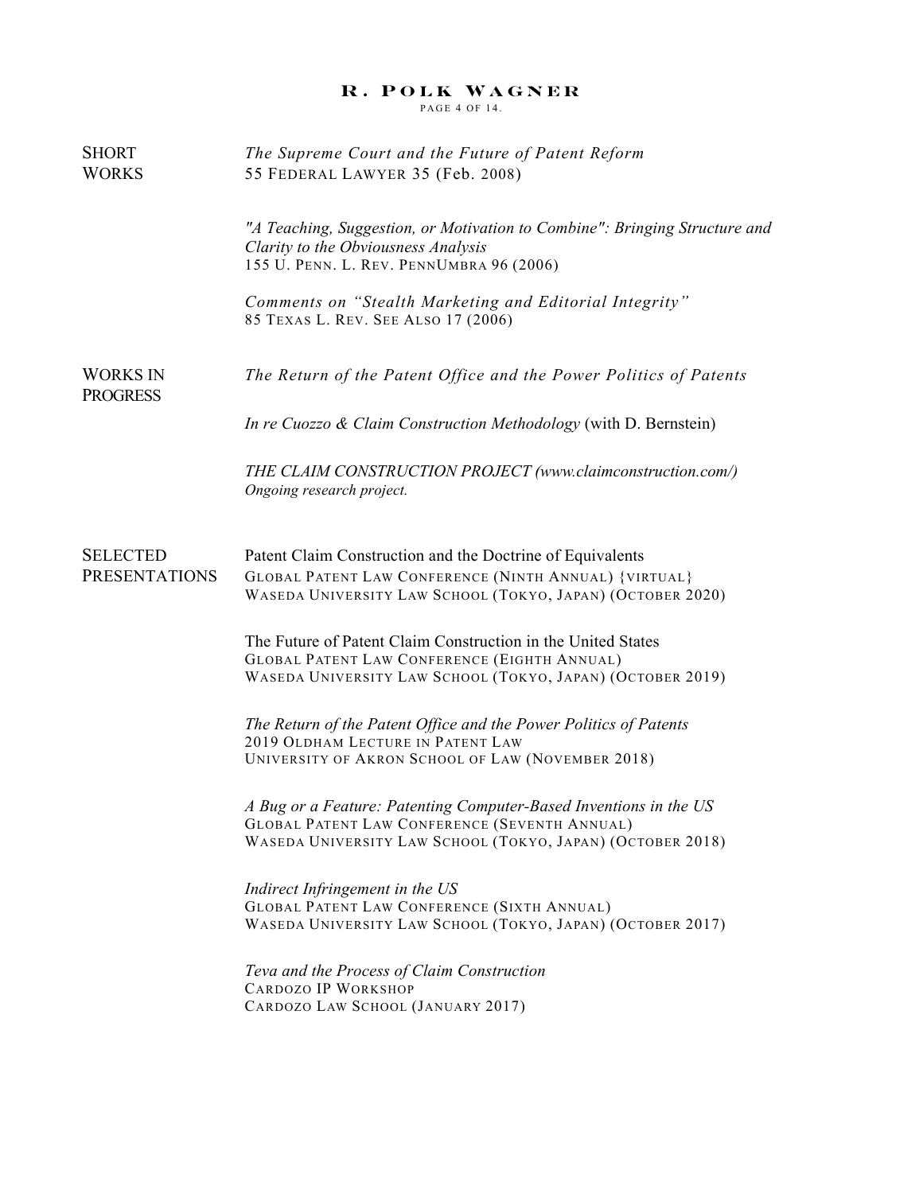## SHORT WORKS

*The Supreme Court and the Future of Patent Reform*
55 FEDERAL LAWYER 35 (Feb. 2008)

*"A Teaching, Suggestion, or Motivation to Combine": Bringing Structure and Clarity to the Obviousness Analysis*
155 U. PENN. L. REV. PENNUMBRA 96 (2006)

*Comments on "Stealth Marketing and Editorial Integrity"*
85 TEXAS L. REV. SEE ALSO 17 (2006)

## WORKS IN PROGRESS

*The Return of the Patent Office and the Power Politics of Patents*

*In re Cuozzo & Claim Construction Methodology* (with D. Bernstein)

*THE CLAIM CONSTRUCTION PROJECT (www.claimconstruction.com/)*
*Ongoing research project.*

## SELECTED PRESENTATIONS

Patent Claim Construction and the Doctrine of Equivalents
GLOBAL PATENT LAW CONFERENCE (NINTH ANNUAL) {VIRTUAL}
WASEDA UNIVERSITY LAW SCHOOL (TOKYO, JAPAN) (OCTOBER 2020)

The Future of Patent Claim Construction in the United States
GLOBAL PATENT LAW CONFERENCE (EIGHTH ANNUAL)
WASEDA UNIVERSITY LAW SCHOOL (TOKYO, JAPAN) (OCTOBER 2019)

*The Return of the Patent Office and the Power Politics of Patents*
2019 OLDHAM LECTURE IN PATENT LAW
UNIVERSITY OF AKRON SCHOOL OF LAW (NOVEMBER 2018)

*A Bug or a Feature: Patenting Computer-Based Inventions in the US*
GLOBAL PATENT LAW CONFERENCE (SEVENTH ANNUAL)
WASEDA UNIVERSITY LAW SCHOOL (TOKYO, JAPAN) (OCTOBER 2018)

*Indirect Infringement in the US*
GLOBAL PATENT LAW CONFERENCE (SIXTH ANNUAL)
WASEDA UNIVERSITY LAW SCHOOL (TOKYO, JAPAN) (OCTOBER 2017)

*Teva and the Process of Claim Construction*
CARDOZO IP WORKSHOP
CARDOZO LAW SCHOOL (JANUARY 2017)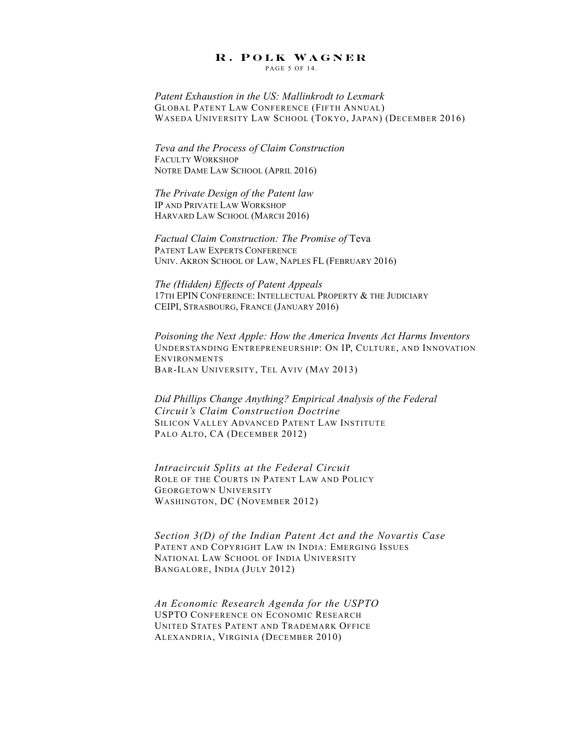*Patent Exhaustion in the US: Mallinkrodt to Lexmark*
GLOBAL PATENT LAW CONFERENCE (FIFTH ANNUAL)
WASEDA UNIVERSITY LAW SCHOOL (TOKYO, JAPAN) (DECEMBER 2016)

*Teva and the Process of Claim Construction*
FACULTY WORKSHOP
NOTRE DAME LAW SCHOOL (APRIL 2016)

*The Private Design of the Patent law*
IP AND PRIVATE LAW WORKSHOP
HARVARD LAW SCHOOL (MARCH 2016)

*Factual Claim Construction: The Promise of* Teva
PATENT LAW EXPERTS CONFERENCE
UNIV. AKRON SCHOOL OF LAW, NAPLES FL (FEBRUARY 2016)

*The (Hidden) Effects of Patent Appeals*
17TH EPIN CONFERENCE: INTELLECTUAL PROPERTY & THE JUDICIARY
CEIPI, STRASBOURG, FRANCE (JANUARY 2016)

*Poisoning the Next Apple: How the America Invents Act Harms Inventors*
UNDERSTANDING ENTREPRENEURSHIP: ON IP, CULTURE, AND INNOVATION ENVIRONMENTS
BAR-ILAN UNIVERSITY, TEL AVIV (MAY 2013)

*Did Phillips Change Anything? Empirical Analysis of the Federal Circuit's Claim Construction Doctrine*
SILICON VALLEY ADVANCED PATENT LAW INSTITUTE
PALO ALTO, CA (DECEMBER 2012)

*Intracircuit Splits at the Federal Circuit*
ROLE OF THE COURTS IN PATENT LAW AND POLICY
GEORGETOWN UNIVERSITY
WASHINGTON, DC (NOVEMBER 2012)

*Section 3(D) of the Indian Patent Act and the Novartis Case*
PATENT AND COPYRIGHT LAW IN INDIA: EMERGING ISSUES
NATIONAL LAW SCHOOL OF INDIA UNIVERSITY
BANGALORE, INDIA (JULY 2012)

*An Economic Research Agenda for the USPTO*
USPTO CONFERENCE ON ECONOMIC RESEARCH
UNITED STATES PATENT AND TRADEMARK OFFICE
ALEXANDRIA, VIRGINIA (DECEMBER 2010)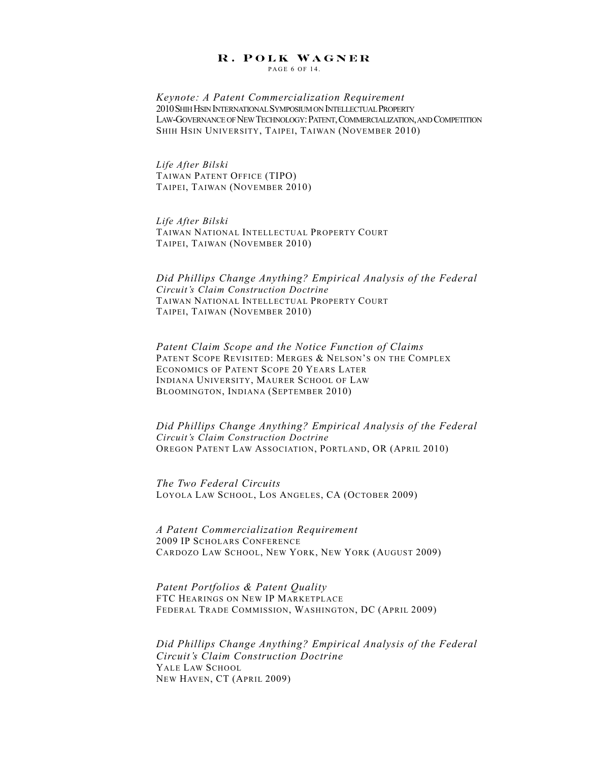*Keynote: A Patent Commercialization Requirement*
2010 Shih Hsin International Symposium on Intellectual Property
Law-Governance of New Technology: Patent, Commercialization, and Competition
Shih Hsin University, Taipei, Taiwan (November 2010)

*Life After Bilski*
Taiwan Patent Office (TIPO)
Taipei, Taiwan (November 2010)

*Life After Bilski*
Taiwan National Intellectual Property Court
Taipei, Taiwan (November 2010)

*Did Phillips Change Anything? Empirical Analysis of the Federal Circuit's Claim Construction Doctrine*
Taiwan National Intellectual Property Court
Taipei, Taiwan (November 2010)

*Patent Claim Scope and the Notice Function of Claims*
Patent Scope Revisited: Merges & Nelson's on the Complex Economics of Patent Scope 20 Years Later
Indiana University, Maurer School of Law
Bloomington, Indiana (September 2010)

*Did Phillips Change Anything? Empirical Analysis of the Federal Circuit's Claim Construction Doctrine*
Oregon Patent Law Association, Portland, OR (April 2010)

*The Two Federal Circuits*
Loyola Law School, Los Angeles, CA (October 2009)

*A Patent Commercialization Requirement*
2009 IP Scholars Conference
Cardozo Law School, New York, New York (August 2009)

*Patent Portfolios & Patent Quality*
FTC Hearings on New IP Marketplace
Federal Trade Commission, Washington, DC (April 2009)

*Did Phillips Change Anything? Empirical Analysis of the Federal Circuit's Claim Construction Doctrine*
Yale Law School
New Haven, CT (April 2009)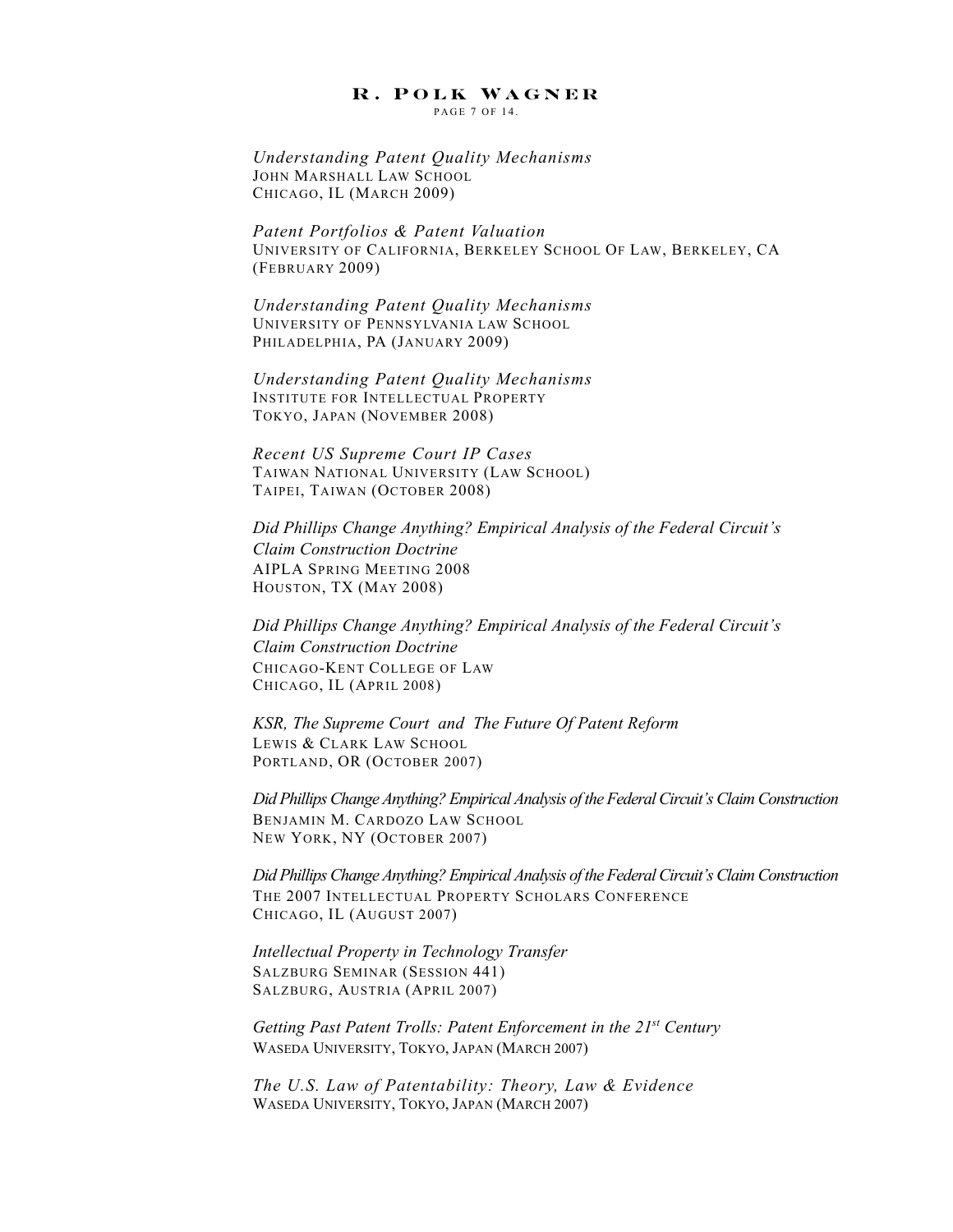*Understanding Patent Quality Mechanisms*
JOHN MARSHALL LAW SCHOOL
CHICAGO, IL (MARCH 2009)

*Patent Portfolios & Patent Valuation*
UNIVERSITY OF CALIFORNIA, BERKELEY SCHOOL OF LAW, BERKELEY, CA (FEBRUARY 2009)

*Understanding Patent Quality Mechanisms*
UNIVERSITY OF PENNSYLVANIA LAW SCHOOL
PHILADELPHIA, PA (JANUARY 2009)

*Understanding Patent Quality Mechanisms*
INSTITUTE FOR INTELLECTUAL PROPERTY
TOKYO, JAPAN (NOVEMBER 2008)

*Recent US Supreme Court IP Cases*
TAIWAN NATIONAL UNIVERSITY (LAW SCHOOL)
TAIPEI, TAIWAN (OCTOBER 2008)

*Did Phillips Change Anything? Empirical Analysis of the Federal Circuit's Claim Construction Doctrine*
AIPLA SPRING MEETING 2008
HOUSTON, TX (MAY 2008)

*Did Phillips Change Anything? Empirical Analysis of the Federal Circuit's Claim Construction Doctrine*
CHICAGO-KENT COLLEGE OF LAW
CHICAGO, IL (APRIL 2008)

*KSR, The Supreme Court and The Future Of Patent Reform*
LEWIS & CLARK LAW SCHOOL
PORTLAND, OR (OCTOBER 2007)

*Did Phillips Change Anything? Empirical Analysis of the Federal Circuit's Claim Construction*
BENJAMIN M. CARDOZO LAW SCHOOL
NEW YORK, NY (OCTOBER 2007)

*Did Phillips Change Anything? Empirical Analysis of the Federal Circuit's Claim Construction*
THE 2007 INTELLECTUAL PROPERTY SCHOLARS CONFERENCE
CHICAGO, IL (AUGUST 2007)

*Intellectual Property in Technology Transfer*
SALZBURG SEMINAR (SESSION 441)
SALZBURG, AUSTRIA (APRIL 2007)

*Getting Past Patent Trolls: Patent Enforcement in the 21st Century*
WASEDA UNIVERSITY, TOKYO, JAPAN (MARCH 2007)

*The U.S. Law of Patentability: Theory, Law & Evidence*
WASEDA UNIVERSITY, TOKYO, JAPAN (MARCH 2007)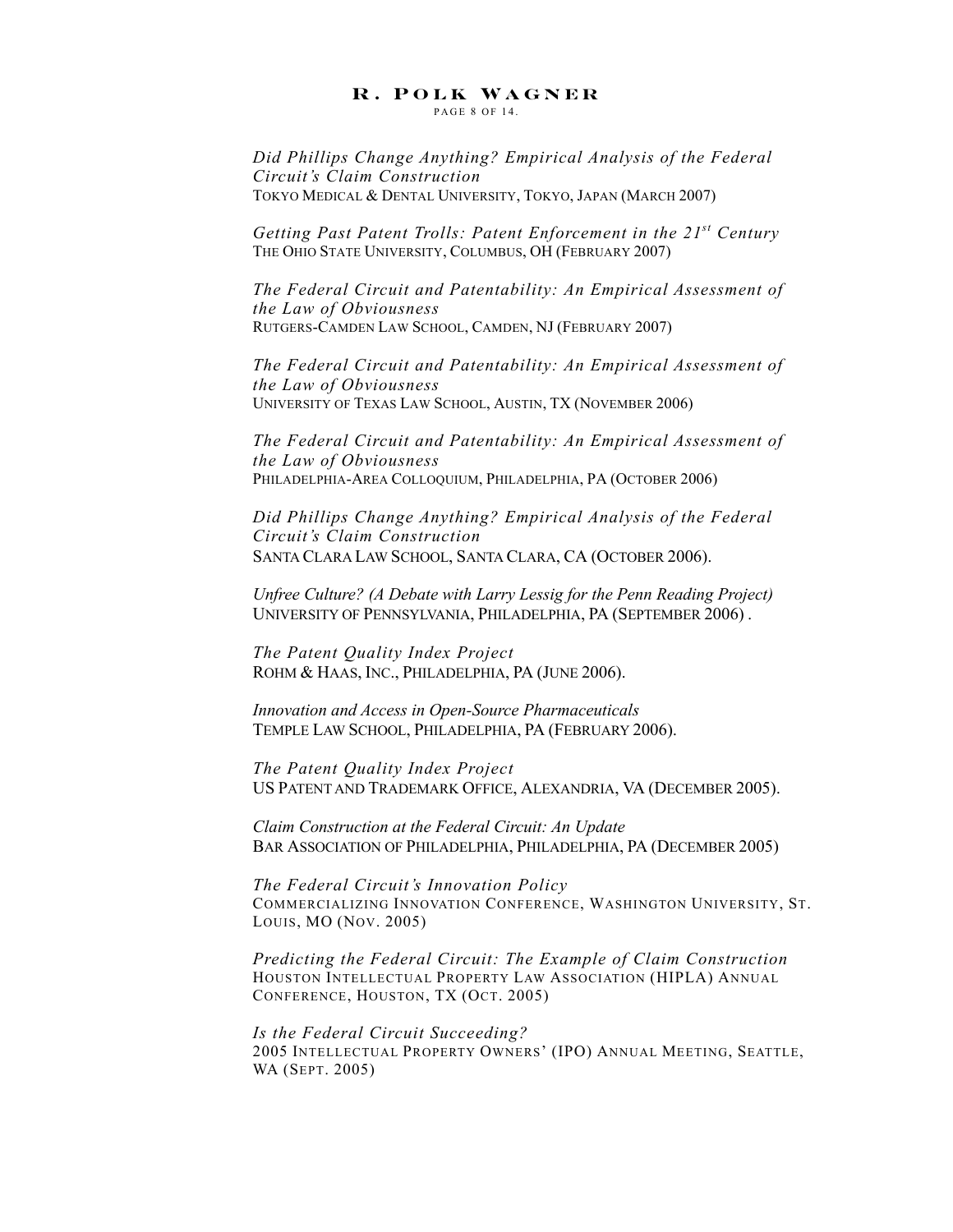*Did Phillips Change Anything? Empirical Analysis of the Federal Circuit's Claim Construction*
TOKYO MEDICAL & DENTAL UNIVERSITY, TOKYO, JAPAN (MARCH 2007)

*Getting Past Patent Trolls: Patent Enforcement in the 21st Century*
THE OHIO STATE UNIVERSITY, COLUMBUS, OH (FEBRUARY 2007)

*The Federal Circuit and Patentability: An Empirical Assessment of the Law of Obviousness*
RUTGERS-CAMDEN LAW SCHOOL, CAMDEN, NJ (FEBRUARY 2007)

*The Federal Circuit and Patentability: An Empirical Assessment of the Law of Obviousness*
UNIVERSITY OF TEXAS LAW SCHOOL, AUSTIN, TX (NOVEMBER 2006)

*The Federal Circuit and Patentability: An Empirical Assessment of the Law of Obviousness*
PHILADELPHIA-AREA COLLOQUIUM, PHILADELPHIA, PA (OCTOBER 2006)

*Did Phillips Change Anything? Empirical Analysis of the Federal Circuit's Claim Construction*
SANTA CLARA LAW SCHOOL, SANTA CLARA, CA (OCTOBER 2006).

*Unfree Culture? (A Debate with Larry Lessig for the Penn Reading Project)*
UNIVERSITY OF PENNSYLVANIA, PHILADELPHIA, PA (SEPTEMBER 2006) .

*The Patent Quality Index Project*
ROHM & HAAS, INC., PHILADELPHIA, PA (JUNE 2006).

*Innovation and Access in Open-Source Pharmaceuticals*
TEMPLE LAW SCHOOL, PHILADELPHIA, PA (FEBRUARY 2006).

*The Patent Quality Index Project*
US PATENT AND TRADEMARK OFFICE, ALEXANDRIA, VA (DECEMBER 2005).

*Claim Construction at the Federal Circuit: An Update*
BAR ASSOCIATION OF PHILADELPHIA, PHILADELPHIA, PA (DECEMBER 2005)

*The Federal Circuit's Innovation Policy*
COMMERCIALIZING INNOVATION CONFERENCE, WASHINGTON UNIVERSITY, ST. LOUIS, MO (NOV. 2005)

*Predicting the Federal Circuit: The Example of Claim Construction*
HOUSTON INTELLECTUAL PROPERTY LAW ASSOCIATION (HIPLA) ANNUAL CONFERENCE, HOUSTON, TX (OCT. 2005)

*Is the Federal Circuit Succeeding?*
2005 INTELLECTUAL PROPERTY OWNERS' (IPO) ANNUAL MEETING, SEATTLE, WA (SEPT. 2005)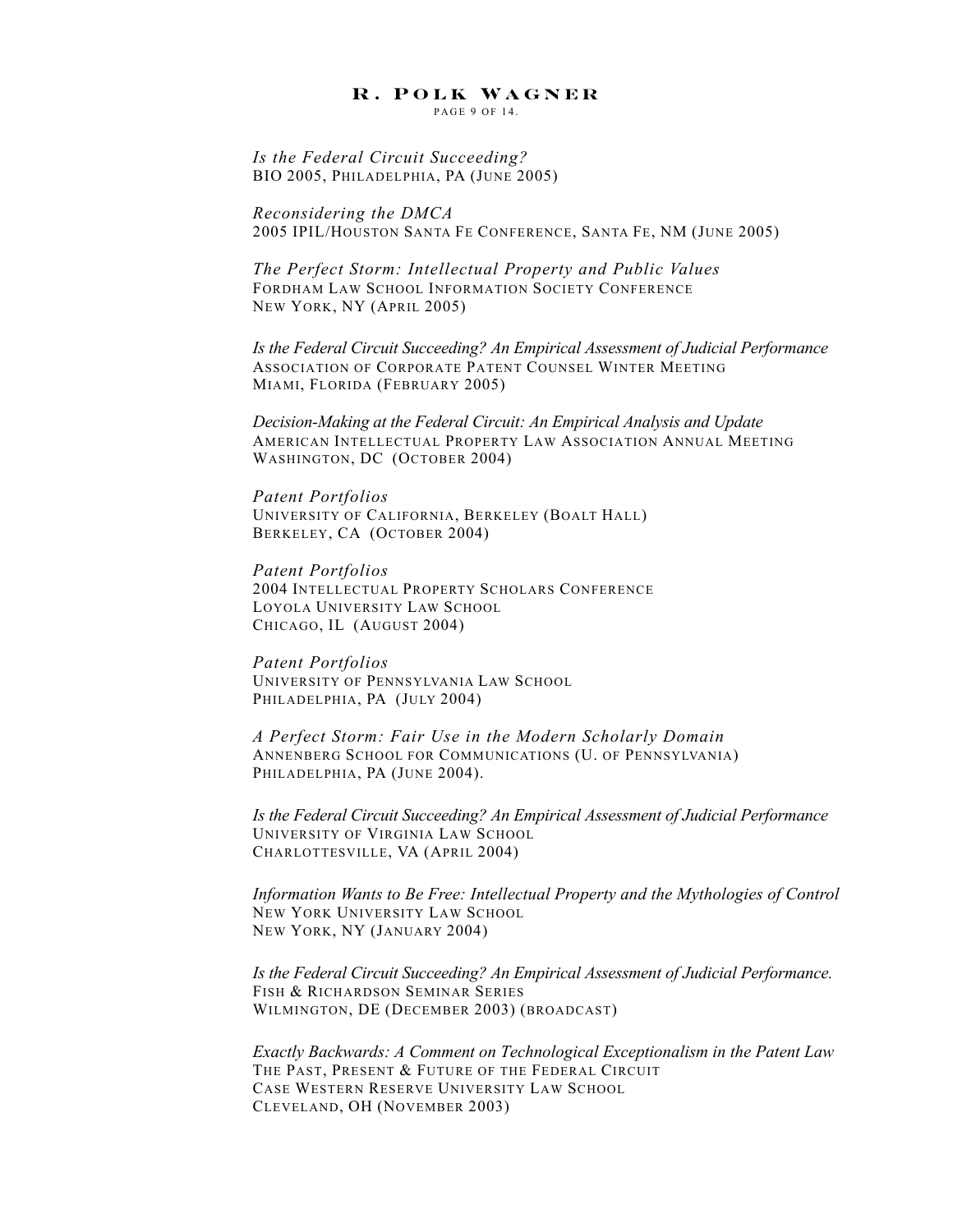*Is the Federal Circuit Succeeding?*
BIO 2005, PHILADELPHIA, PA (JUNE 2005)

*Reconsidering the DMCA*
2005 IPIL/HOUSTON SANTA FE CONFERENCE, SANTA FE, NM (JUNE 2005)

*The Perfect Storm: Intellectual Property and Public Values*
FORDHAM LAW SCHOOL INFORMATION SOCIETY CONFERENCE
NEW YORK, NY (APRIL 2005)

*Is the Federal Circuit Succeeding? An Empirical Assessment of Judicial Performance*
ASSOCIATION OF CORPORATE PATENT COUNSEL WINTER MEETING
MIAMI, FLORIDA (FEBRUARY 2005)

*Decision-Making at the Federal Circuit: An Empirical Analysis and Update*
AMERICAN INTELLECTUAL PROPERTY LAW ASSOCIATION ANNUAL MEETING
WASHINGTON, DC (OCTOBER 2004)

*Patent Portfolios*
UNIVERSITY OF CALIFORNIA, BERKELEY (BOALT HALL)
BERKELEY, CA (OCTOBER 2004)

*Patent Portfolios*
2004 INTELLECTUAL PROPERTY SCHOLARS CONFERENCE
LOYOLA UNIVERSITY LAW SCHOOL
CHICAGO, IL (AUGUST 2004)

*Patent Portfolios*
UNIVERSITY OF PENNSYLVANIA LAW SCHOOL
PHILADELPHIA, PA (JULY 2004)

*A Perfect Storm: Fair Use in the Modern Scholarly Domain*
ANNENBERG SCHOOL FOR COMMUNICATIONS (U. OF PENNSYLVANIA)
PHILADELPHIA, PA (JUNE 2004).

*Is the Federal Circuit Succeeding? An Empirical Assessment of Judicial Performance*
UNIVERSITY OF VIRGINIA LAW SCHOOL
CHARLOTTESVILLE, VA (APRIL 2004)

*Information Wants to Be Free: Intellectual Property and the Mythologies of Control*
NEW YORK UNIVERSITY LAW SCHOOL
NEW YORK, NY (JANUARY 2004)

*Is the Federal Circuit Succeeding? An Empirical Assessment of Judicial Performance.*
FISH & RICHARDSON SEMINAR SERIES
WILMINGTON, DE (DECEMBER 2003) (BROADCAST)

*Exactly Backwards: A Comment on Technological Exceptionalism in the Patent Law*
THE PAST, PRESENT & FUTURE OF THE FEDERAL CIRCUIT
CASE WESTERN RESERVE UNIVERSITY LAW SCHOOL
CLEVELAND, OH (NOVEMBER 2003)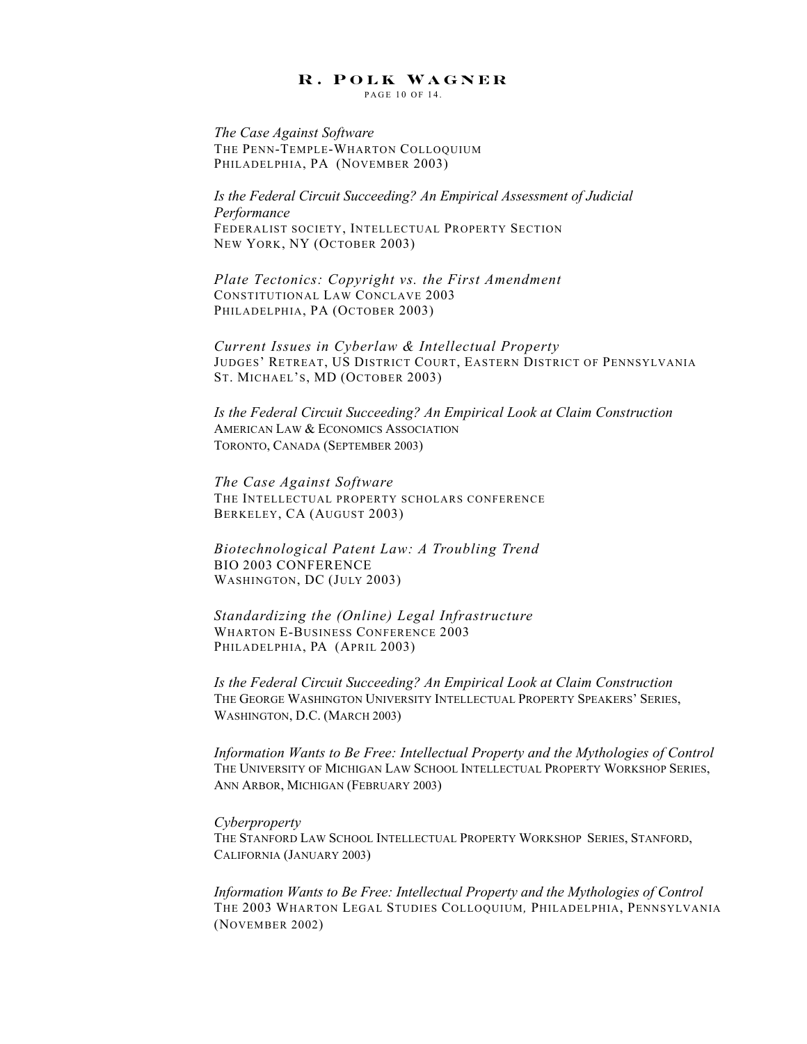*The Case Against Software*
THE PENN-TEMPLE-WHARTON COLLOQUIUM
PHILADELPHIA, PA (NOVEMBER 2003)

*Is the Federal Circuit Succeeding? An Empirical Assessment of Judicial Performance*
FEDERALIST SOCIETY, INTELLECTUAL PROPERTY SECTION
NEW YORK, NY (OCTOBER 2003)

*Plate Tectonics: Copyright vs. the First Amendment*
CONSTITUTIONAL LAW CONCLAVE 2003
PHILADELPHIA, PA (OCTOBER 2003)

*Current Issues in Cyberlaw & Intellectual Property*
JUDGES' RETREAT, US DISTRICT COURT, EASTERN DISTRICT OF PENNSYLVANIA
ST. MICHAEL'S, MD (OCTOBER 2003)

*Is the Federal Circuit Succeeding? An Empirical Look at Claim Construction*
AMERICAN LAW & ECONOMICS ASSOCIATION
TORONTO, CANADA (SEPTEMBER 2003)

*The Case Against Software*
THE INTELLECTUAL PROPERTY SCHOLARS CONFERENCE
BERKELEY, CA (AUGUST 2003)

*Biotechnological Patent Law: A Troubling Trend*
BIO 2003 CONFERENCE
WASHINGTON, DC (JULY 2003)

*Standardizing the (Online) Legal Infrastructure*
WHARTON E-BUSINESS CONFERENCE 2003
PHILADELPHIA, PA (APRIL 2003)

*Is the Federal Circuit Succeeding? An Empirical Look at Claim Construction*
THE GEORGE WASHINGTON UNIVERSITY INTELLECTUAL PROPERTY SPEAKERS' SERIES,
WASHINGTON, D.C. (MARCH 2003)

*Information Wants to Be Free: Intellectual Property and the Mythologies of Control*
THE UNIVERSITY OF MICHIGAN LAW SCHOOL INTELLECTUAL PROPERTY WORKSHOP SERIES,
ANN ARBOR, MICHIGAN (FEBRUARY 2003)

*Cyberproperty*
THE STANFORD LAW SCHOOL INTELLECTUAL PROPERTY WORKSHOP SERIES, STANFORD,
CALIFORNIA (JANUARY 2003)

*Information Wants to Be Free: Intellectual Property and the Mythologies of Control*
THE 2003 WHARTON LEGAL STUDIES COLLOQUIUM, PHILADELPHIA, PENNSYLVANIA
(NOVEMBER 2002)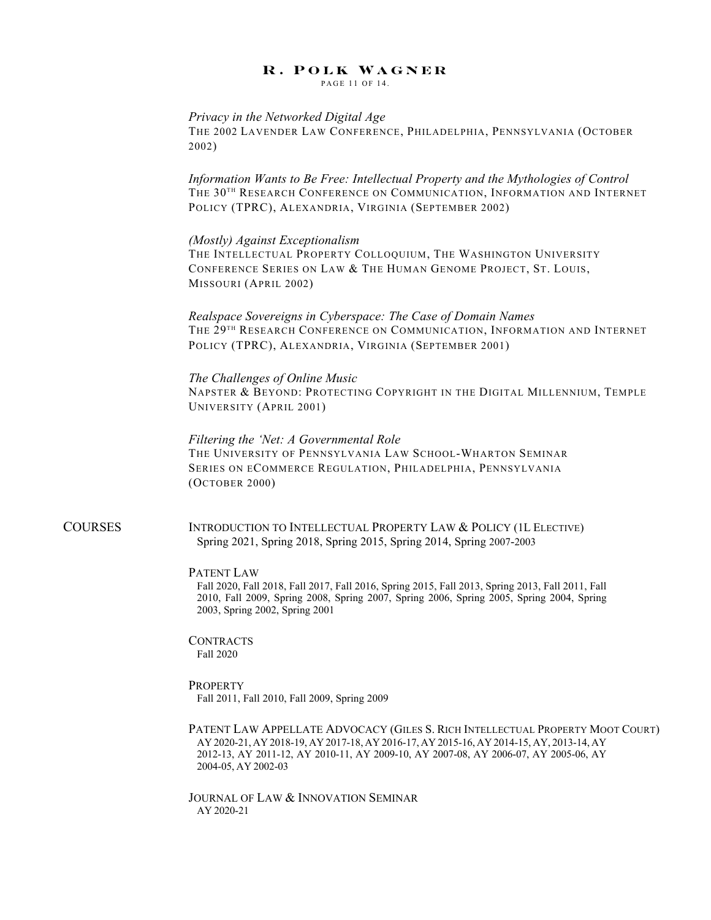*Privacy in the Networked Digital Age*
The 2002 Lavender Law Conference, Philadelphia, Pennsylvania (October 2002)

*Information Wants to Be Free: Intellectual Property and the Mythologies of Control*
The 30th Research Conference on Communication, Information and Internet Policy (TPRC), Alexandria, Virginia (September 2002)

*(Mostly) Against Exceptionalism*
The Intellectual Property Colloquium, The Washington University Conference Series on Law & The Human Genome Project, St. Louis, Missouri (April 2002)

*Realspace Sovereigns in Cyberspace: The Case of Domain Names*
The 29th Research Conference on Communication, Information and Internet Policy (TPRC), Alexandria, Virginia (September 2001)

*The Challenges of Online Music*
Napster & Beyond: Protecting Copyright in the Digital Millennium, Temple University (April 2001)

*Filtering the 'Net: A Governmental Role*
The University of Pennsylvania Law School-Wharton Seminar Series on eCommerce Regulation, Philadelphia, Pennsylvania (October 2000)

## COURSES

Introduction to Intellectual Property Law & Policy (1L Elective)
Spring 2021, Spring 2018, Spring 2015, Spring 2014, Spring 2007-2003

Patent Law
Fall 2020, Fall 2018, Fall 2017, Fall 2016, Spring 2015, Fall 2013, Spring 2013, Fall 2011, Fall 2010, Fall 2009, Spring 2008, Spring 2007, Spring 2006, Spring 2005, Spring 2004, Spring 2003, Spring 2002, Spring 2001

Contracts
Fall 2020

Property
Fall 2011, Fall 2010, Fall 2009, Spring 2009

Patent Law Appellate Advocacy (Giles S. Rich Intellectual Property Moot Court)
AY 2020-21, AY 2018-19, AY 2017-18, AY 2016-17, AY 2015-16, AY 2014-15, AY, 2013-14, AY 2012-13, AY 2011-12, AY 2010-11, AY 2009-10, AY 2007-08, AY 2006-07, AY 2005-06, AY 2004-05, AY 2002-03

Journal of Law & Innovation Seminar
AY 2020-21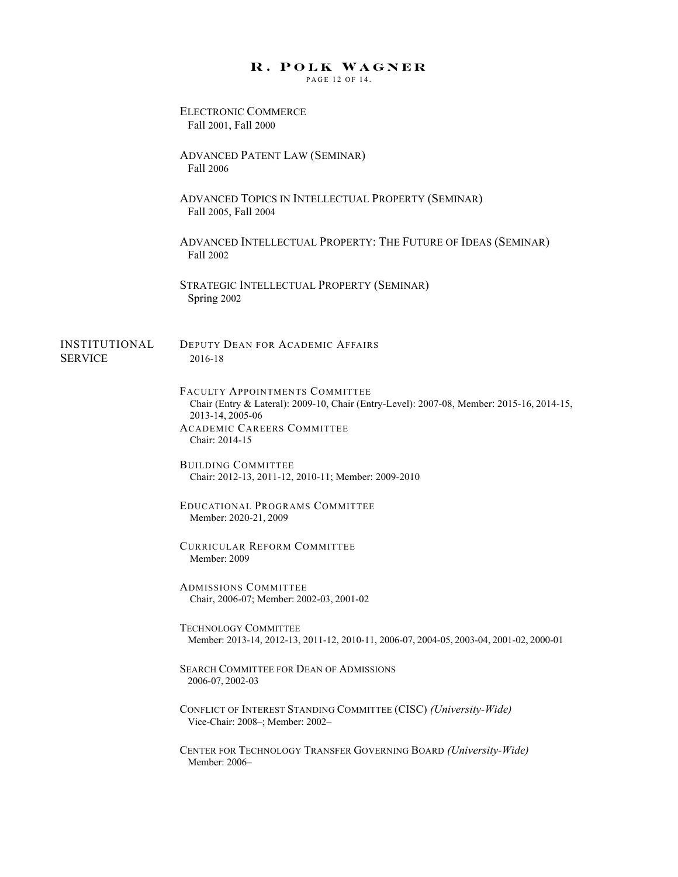ELECTRONIC COMMERCE
Fall 2001, Fall 2000

ADVANCED PATENT LAW (SEMINAR)
Fall 2006

ADVANCED TOPICS IN INTELLECTUAL PROPERTY (SEMINAR)
Fall 2005, Fall 2004

ADVANCED INTELLECTUAL PROPERTY: THE FUTURE OF IDEAS (SEMINAR)
Fall 2002

STRATEGIC INTELLECTUAL PROPERTY (SEMINAR)
Spring 2002

## INSTITUTIONAL SERVICE

DEPUTY DEAN FOR ACADEMIC AFFAIRS
2016-18

FACULTY APPOINTMENTS COMMITTEE
Chair (Entry & Lateral): 2009-10, Chair (Entry-Level): 2007-08, Member: 2015-16, 2014-15, 2013-14, 2005-06

ACADEMIC CAREERS COMMITTEE
Chair: 2014-15

BUILDING COMMITTEE
Chair: 2012-13, 2011-12, 2010-11; Member: 2009-2010

EDUCATIONAL PROGRAMS COMMITTEE
Member: 2020-21, 2009

CURRICULAR REFORM COMMITTEE
Member: 2009

ADMISSIONS COMMITTEE
Chair, 2006-07; Member: 2002-03, 2001-02

TECHNOLOGY COMMITTEE
Member: 2013-14, 2012-13, 2011-12, 2010-11, 2006-07, 2004-05, 2003-04, 2001-02, 2000-01

SEARCH COMMITTEE FOR DEAN OF ADMISSIONS
2006-07, 2002-03

CONFLICT OF INTEREST STANDING COMMITTEE (CISC) *(University-Wide)*
Vice-Chair: 2008–; Member: 2002–

CENTER FOR TECHNOLOGY TRANSFER GOVERNING BOARD *(University-Wide)*
Member: 2006–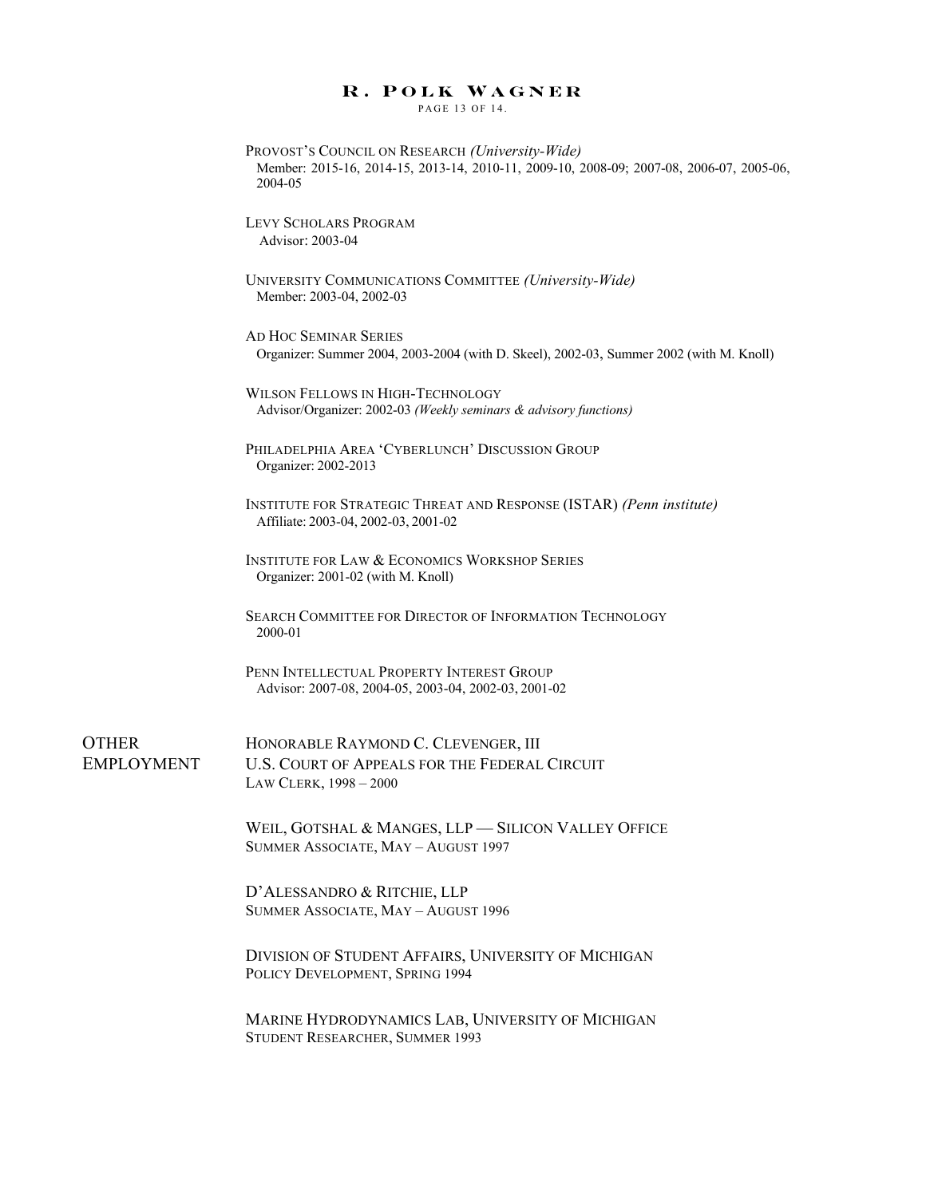Provost's Council on Research *(University-Wide)*
Member: 2015-16, 2014-15, 2013-14, 2010-11, 2009-10, 2008-09; 2007-08, 2006-07, 2005-06, 2004-05

Levy Scholars Program
Advisor: 2003-04

University Communications Committee *(University-Wide)*
Member: 2003-04, 2002-03

Ad Hoc Seminar Series
Organizer: Summer 2004, 2003-2004 (with D. Skeel), 2002-03, Summer 2002 (with M. Knoll)

Wilson Fellows in High-Technology
Advisor/Organizer: 2002-03 *(Weekly seminars & advisory functions)*

Philadelphia Area 'Cyberlunch' Discussion Group
Organizer: 2002-2013

Institute for Strategic Threat and Response (ISTAR) *(Penn institute)*
Affiliate: 2003-04, 2002-03, 2001-02

Institute for Law & Economics Workshop Series
Organizer: 2001-02 (with M. Knoll)

Search Committee for Director of Information Technology
2000-01

Penn Intellectual Property Interest Group
Advisor: 2007-08, 2004-05, 2003-04, 2002-03, 2001-02

## Other Employment

Honorable Raymond C. Clevenger, III
U.S. Court of Appeals for the Federal Circuit
Law Clerk, 1998 – 2000

Weil, Gotshal & Manges, LLP — Silicon Valley Office
Summer Associate, May – August 1997

D'Alessandro & Ritchie, LLP
Summer Associate, May – August 1996

Division of Student Affairs, University of Michigan
Policy Development, Spring 1994

Marine Hydrodynamics Lab, University of Michigan
Student Researcher, Summer 1993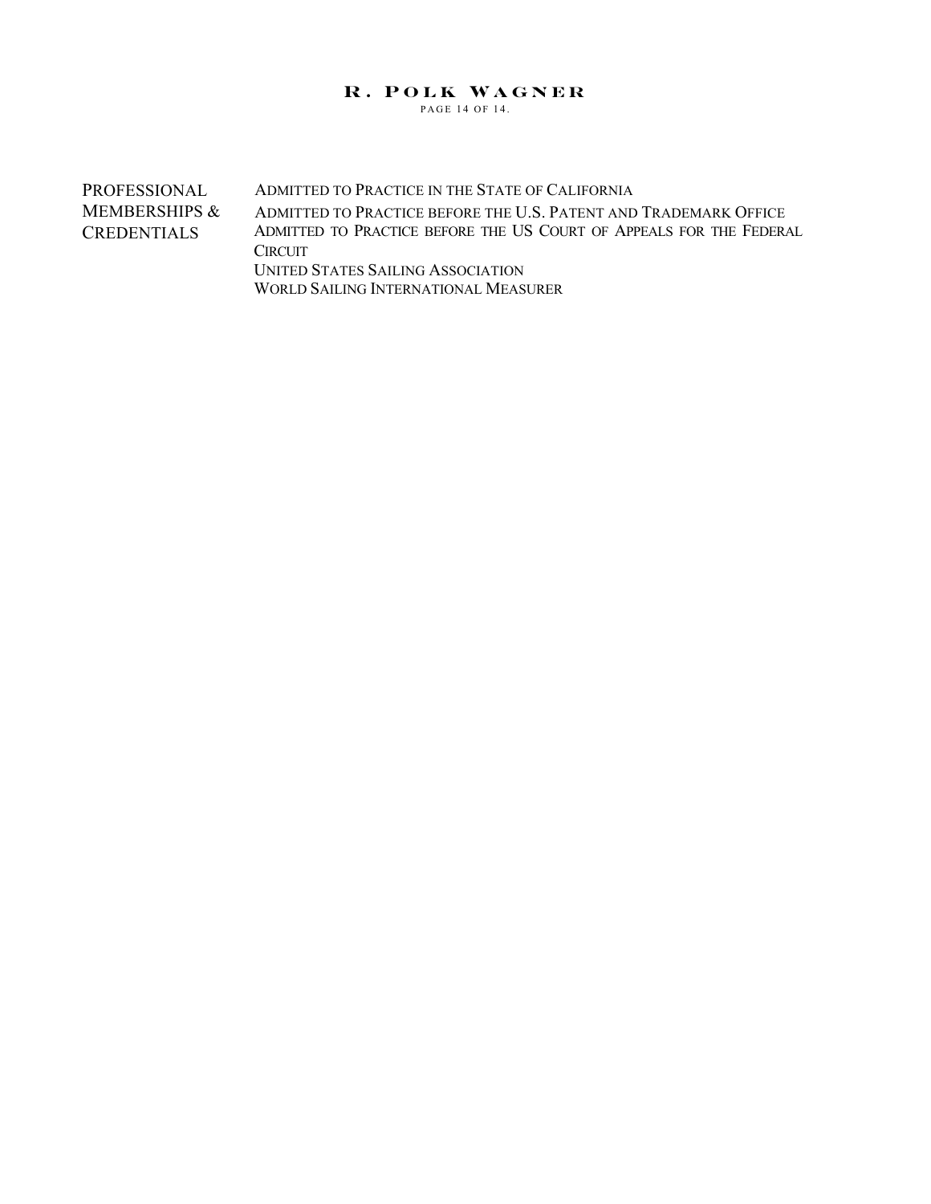## Professional Memberships & Credentials

Admitted to Practice in the State of California

Admitted to Practice before the U.S. Patent and Trademark Office

Admitted to Practice before the US Court of Appeals for the Federal Circuit

United States Sailing Association

World Sailing International Measurer